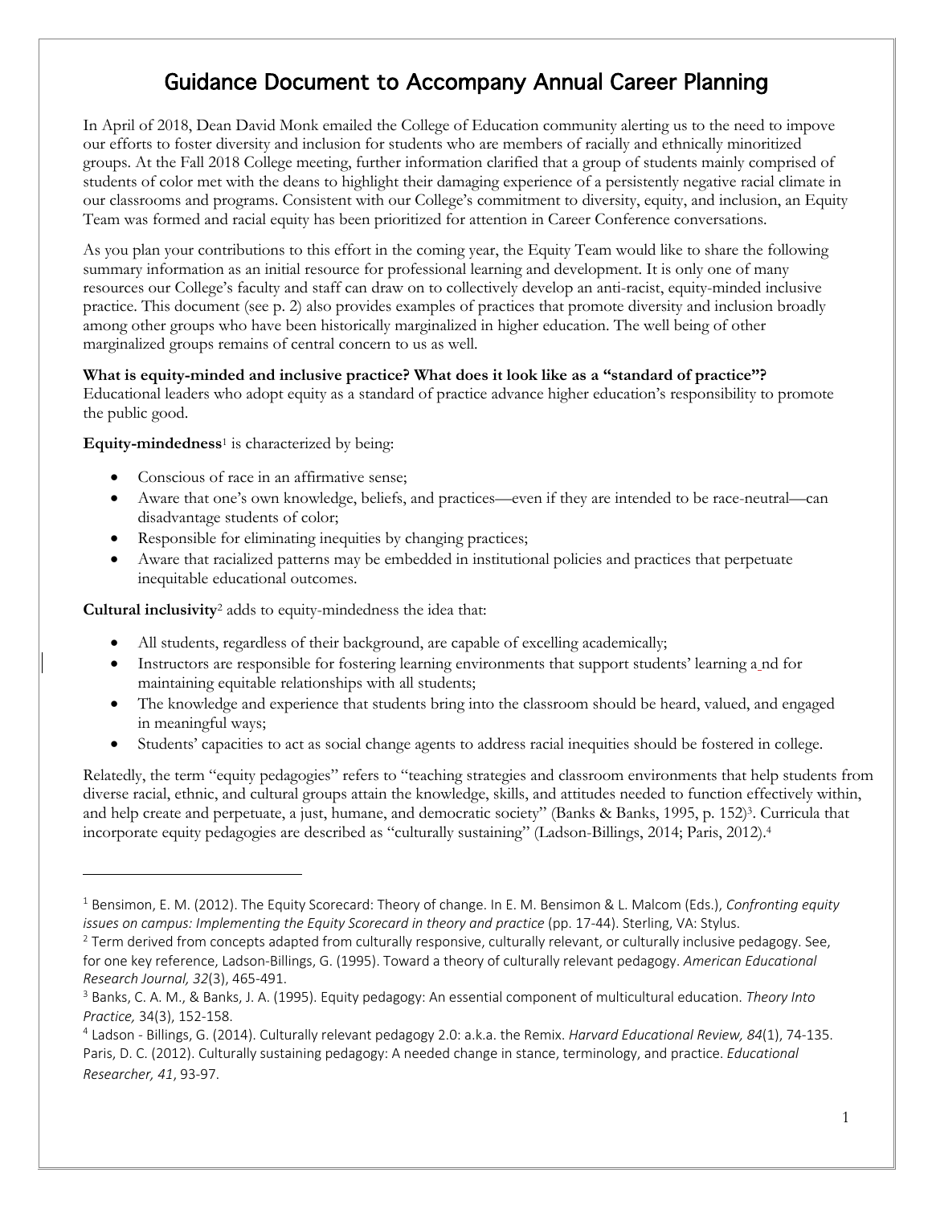# Guidance Document to Accompany Annual Career Planning

In April of 2018, Dean David Monk emailed the College of Education community alerting us to the need to impove our efforts to foster diversity and inclusion for students who are members of racially and ethnically minoritized groups. At the Fall 2018 College meeting, further information clarified that a group of students mainly comprised of students of color met with the deans to highlight their damaging experience of a persistently negative racial climate in our classrooms and programs. Consistent with our College's commitment to diversity, equity, and inclusion, an Equity Team was formed and racial equity has been prioritized for attention in Career Conference conversations.

As you plan your contributions to this effort in the coming year, the Equity Team would like to share the following summary information as an initial resource for professional learning and development. It is only one of many resources our College's faculty and staff can draw on to collectively develop an anti-racist, equity-minded inclusive practice. This document (see p. 2) also provides examples of practices that promote diversity and inclusion broadly among other groups who have been historically marginalized in higher education. The well being of other marginalized groups remains of central concern to us as well.

**What is equity-minded and inclusive practice? What does it look like as a "standard of practice"?**
Educational leaders who adopt equity as a standard of practice advance higher education's responsibility to promote the public good.

**Equity-mindedness**[1] is characterized by being:

- Conscious of race in an affirmative sense;
- Aware that one's own knowledge, beliefs, and practices—even if they are intended to be race-neutral—can disadvantage students of color;
- Responsible for eliminating inequities by changing practices;
- Aware that racialized patterns may be embedded in institutional policies and practices that perpetuate inequitable educational outcomes.

**Cultural inclusivity**[2] adds to equity-mindedness the idea that:

- All students, regardless of their background, are capable of excelling academically;
- Instructors are responsible for fostering learning environments that support students' learning a nd for maintaining equitable relationships with all students;
- The knowledge and experience that students bring into the classroom should be heard, valued, and engaged in meaningful ways;
- Students' capacities to act as social change agents to address racial inequities should be fostered in college.

Relatedly, the term "equity pedagogies" refers to "teaching strategies and classroom environments that help students from diverse racial, ethnic, and cultural groups attain the knowledge, skills, and attitudes needed to function effectively within, and help create and perpetuate, a just, humane, and democratic society" (Banks & Banks, 1995, p. 152)[3]. Curricula that incorporate equity pedagogies are described as "culturally sustaining" (Ladson-Billings, 2014; Paris, 2012).[4]

---

[1] Bensimon, E. M. (2012). The Equity Scorecard: Theory of change. In E. M. Bensimon & L. Malcom (Eds.), *Confronting equity issues on campus: Implementing the Equity Scorecard in theory and practice* (pp. 17-44). Sterling, VA: Stylus.

[2] Term derived from concepts adapted from culturally responsive, culturally relevant, or culturally inclusive pedagogy. See, for one key reference, Ladson-Billings, G. (1995). Toward a theory of culturally relevant pedagogy. *American Educational Research Journal, 32*(3), 465-491.

[3] Banks, C. A. M., & Banks, J. A. (1995). Equity pedagogy: An essential component of multicultural education. *Theory Into Practice,* 34(3), 152-158.

[4] Ladson - Billings, G. (2014). Culturally relevant pedagogy 2.0: a.k.a. the Remix. *Harvard Educational Review, 84*(1), 74-135. Paris, D. C. (2012). Culturally sustaining pedagogy: A needed change in stance, terminology, and practice. *Educational Researcher, 41*, 93-97.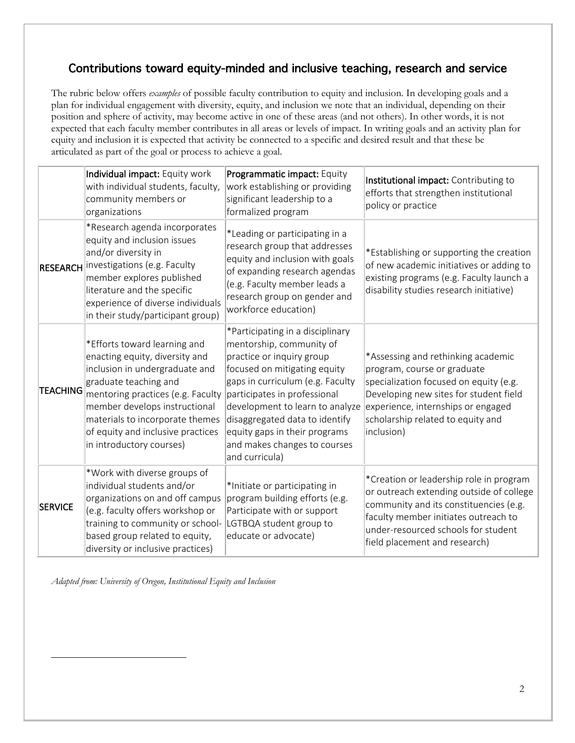## Contributions toward equity-minded and inclusive teaching, research and service

The rubric below offers *examples* of possible faculty contribution to equity and inclusion. In developing goals and a plan for individual engagement with diversity, equity, and inclusion we note that an individual, depending on their position and sphere of activity, may become active in one of these areas (and not others). In other words, it is not expected that each faculty member contributes in all areas or levels of impact. In writing goals and an activity plan for equity and inclusion it is expected that activity be connected to a specific and desired result and that these be articulated as part of the goal or process to achieve a goal.

| | **Individual impact:** Equity work with individual students, faculty, community members or organizations | **Programmatic impact:** Equity work establishing or providing significant leadership to a formalized program | **Institutional impact:** Contributing to efforts that strengthen institutional policy or practice |
|---|---|---|---|
| **RESEARCH** | *Research agenda incorporates equity and inclusion issues and/or diversity in investigations (e.g. Faculty member explores published literature and the specific experience of diverse individuals in their study/participant group) | *Leading or participating in a research group that addresses equity and inclusion with goals of expanding research agendas (e.g. Faculty member leads a research group on gender and workforce education) | *Establishing or supporting the creation of new academic initiatives or adding to existing programs (e.g. Faculty launch a disability studies research initiative) |
| **TEACHING** | *Efforts toward learning and enacting equity, diversity and inclusion in undergraduate and graduate teaching and mentoring practices (e.g. Faculty member develops instructional materials to incorporate themes of equity and inclusive practices in introductory courses) | *Participating in a disciplinary mentorship, community of practice or inquiry group focused on mitigating equity gaps in curriculum (e.g. Faculty participates in professional development to learn to analyze disaggregated data to identify equity gaps in their programs and makes changes to courses and curricula) | *Assessing and rethinking academic program, course or graduate specialization focused on equity (e.g. Developing new sites for student field experience, internships or engaged scholarship related to equity and inclusion) |
| **SERVICE** | *Work with diverse groups of individual students and/or organizations on and off campus (e.g. faculty offers workshop or training to community or school-based group related to equity, diversity or inclusive practices) | *Initiate or participating in program building efforts (e.g. Participate with or support LGTBQA student group to educate or advocate) | *Creation or leadership role in program or outreach extending outside of college community and its constituencies (e.g. faculty member initiates outreach to under-resourced schools for student field placement and research) |

*Adapted from: University of Oregon, Institutional Equity and Inclusion*